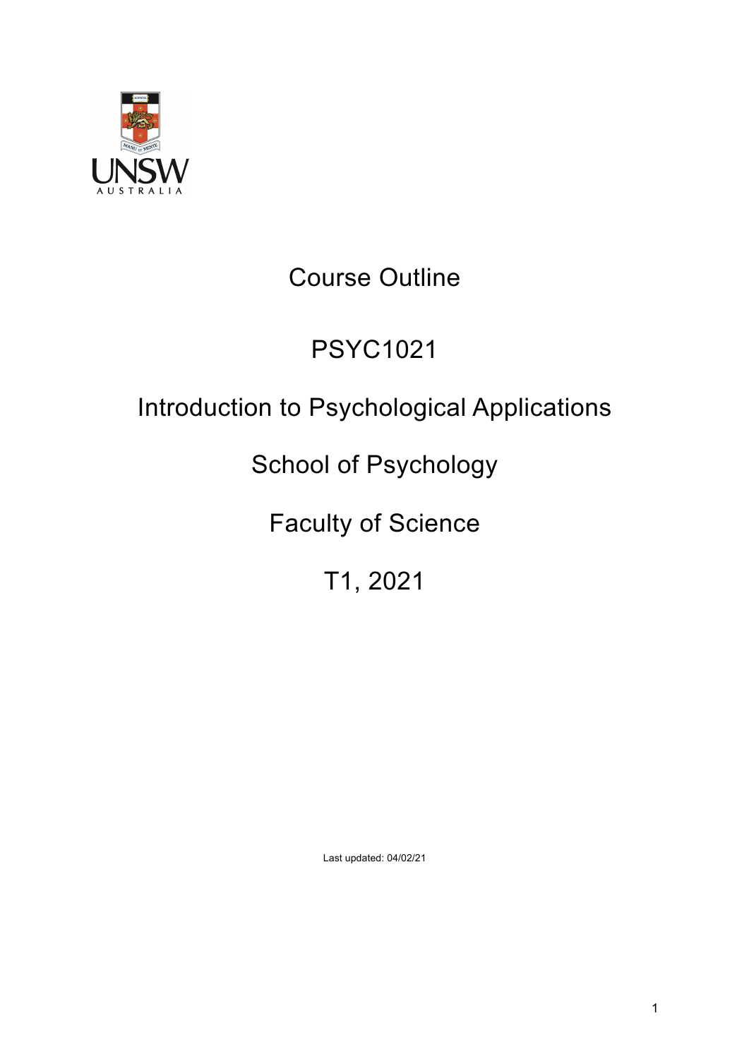# Course Outline

# PSYC1021

# Introduction to Psychological Applications

## School of Psychology

## Faculty of Science

## T1, 2021

Last updated: 04/02/21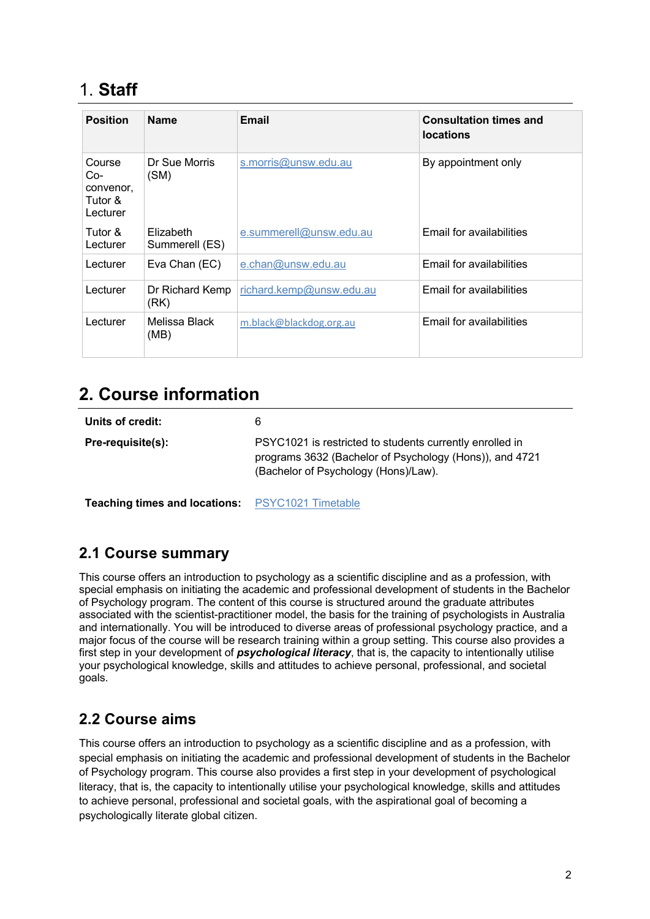# 1. Staff

| Position | Name | Email | Consultation times and locations |
|---|---|---|---|
| Course Co-convenor, Tutor & Lecturer | Dr Sue Morris (SM) | s.morris@unsw.edu.au | By appointment only |
| Tutor & Lecturer | Elizabeth Summerell (ES) | e.summerell@unsw.edu.au | Email for availabilities |
| Lecturer | Eva Chan (EC) | e.chan@unsw.edu.au | Email for availabilities |
| Lecturer | Dr Richard Kemp (RK) | richard.kemp@unsw.edu.au | Email for availabilities |
| Lecturer | Melissa Black (MB) | m.black@blackdog.org.au | Email for availabilities |

# 2. Course information

| | |
|---|---|
| **Units of credit:** | 6 |
| **Pre-requisite(s):** | PSYC1021 is restricted to students currently enrolled in programs 3632 (Bachelor of Psychology (Hons)), and 4721 (Bachelor of Psychology (Hons)/Law). |
| **Teaching times and locations:** | PSYC1021 Timetable |

## 2.1 Course summary

This course offers an introduction to psychology as a scientific discipline and as a profession, with special emphasis on initiating the academic and professional development of students in the Bachelor of Psychology program. The content of this course is structured around the graduate attributes associated with the scientist-practitioner model, the basis for the training of psychologists in Australia and internationally. You will be introduced to diverse areas of professional psychology practice, and a major focus of the course will be research training within a group setting. This course also provides a first step in your development of ***psychological literacy***, that is, the capacity to intentionally utilise your psychological knowledge, skills and attitudes to achieve personal, professional, and societal goals.

## 2.2 Course aims

This course offers an introduction to psychology as a scientific discipline and as a profession, with special emphasis on initiating the academic and professional development of students in the Bachelor of Psychology program. This course also provides a first step in your development of psychological literacy, that is, the capacity to intentionally utilise your psychological knowledge, skills and attitudes to achieve personal, professional and societal goals, with the aspirational goal of becoming a psychologically literate global citizen.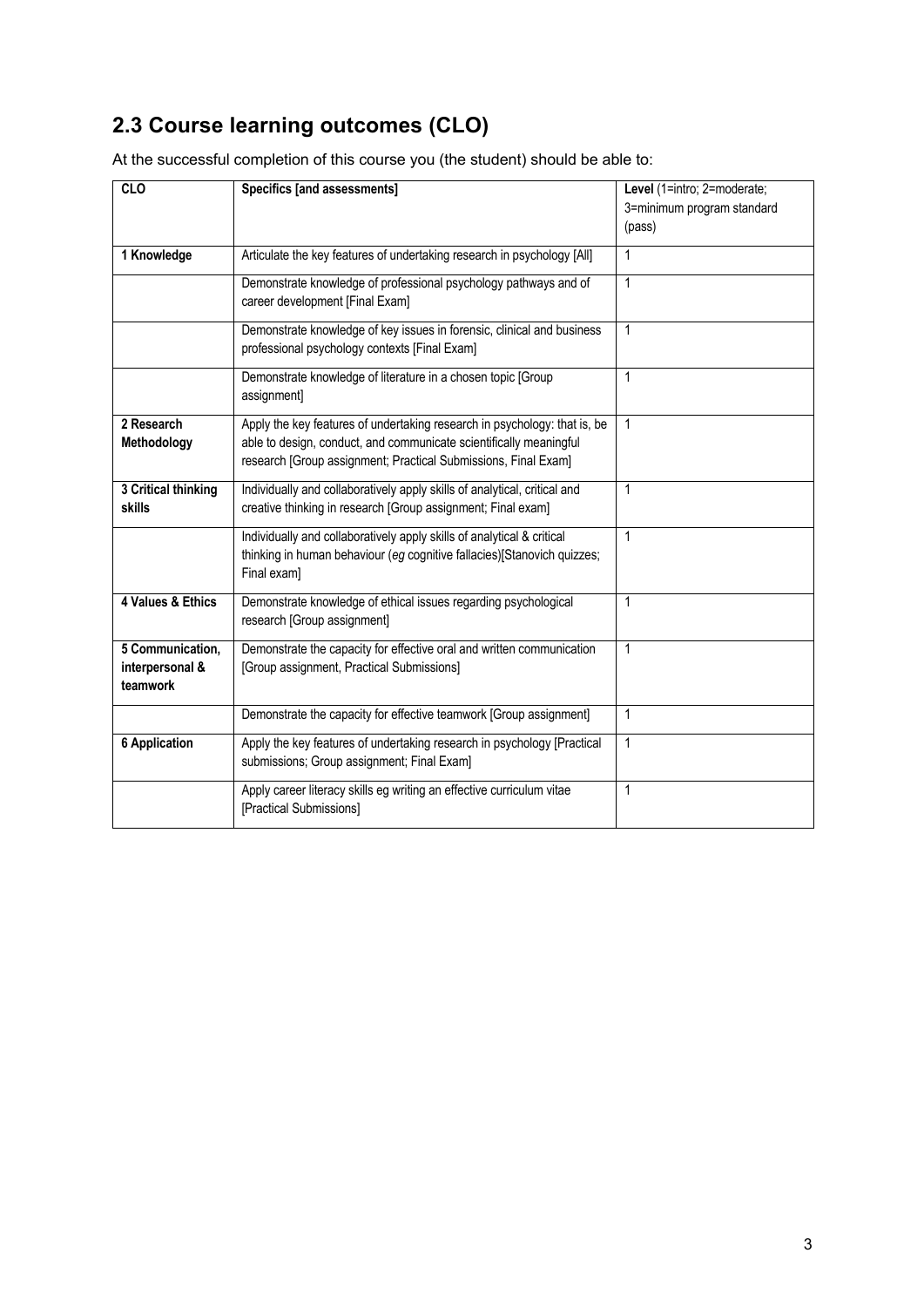## 2.3 Course learning outcomes (CLO)

At the successful completion of this course you (the student) should be able to:

| CLO | Specifics [and assessments] | Level (1=intro; 2=moderate; 3=minimum program standard (pass) |
|---|---|---|
| **1 Knowledge** | Articulate the key features of undertaking research in psychology [All] | 1 |
| | Demonstrate knowledge of professional psychology pathways and of career development [Final Exam] | 1 |
| | Demonstrate knowledge of key issues in forensic, clinical and business professional psychology contexts [Final Exam] | 1 |
| | Demonstrate knowledge of literature in a chosen topic [Group assignment] | 1 |
| **2 Research Methodology** | Apply the key features of undertaking research in psychology: that is, be able to design, conduct, and communicate scientifically meaningful research [Group assignment; Practical Submissions, Final Exam] | 1 |
| **3 Critical thinking skills** | Individually and collaboratively apply skills of analytical, critical and creative thinking in research [Group assignment; Final exam] | 1 |
| | Individually and collaboratively apply skills of analytical & critical thinking in human behaviour (*eg* cognitive fallacies)[Stanovich quizzes; Final exam] | 1 |
| **4 Values & Ethics** | Demonstrate knowledge of ethical issues regarding psychological research [Group assignment] | 1 |
| **5 Communication, interpersonal & teamwork** | Demonstrate the capacity for effective oral and written communication [Group assignment, Practical Submissions] | 1 |
| | Demonstrate the capacity for effective teamwork [Group assignment] | 1 |
| **6 Application** | Apply the key features of undertaking research in psychology [Practical submissions; Group assignment; Final Exam] | 1 |
| | Apply career literacy skills eg writing an effective curriculum vitae [Practical Submissions] | 1 |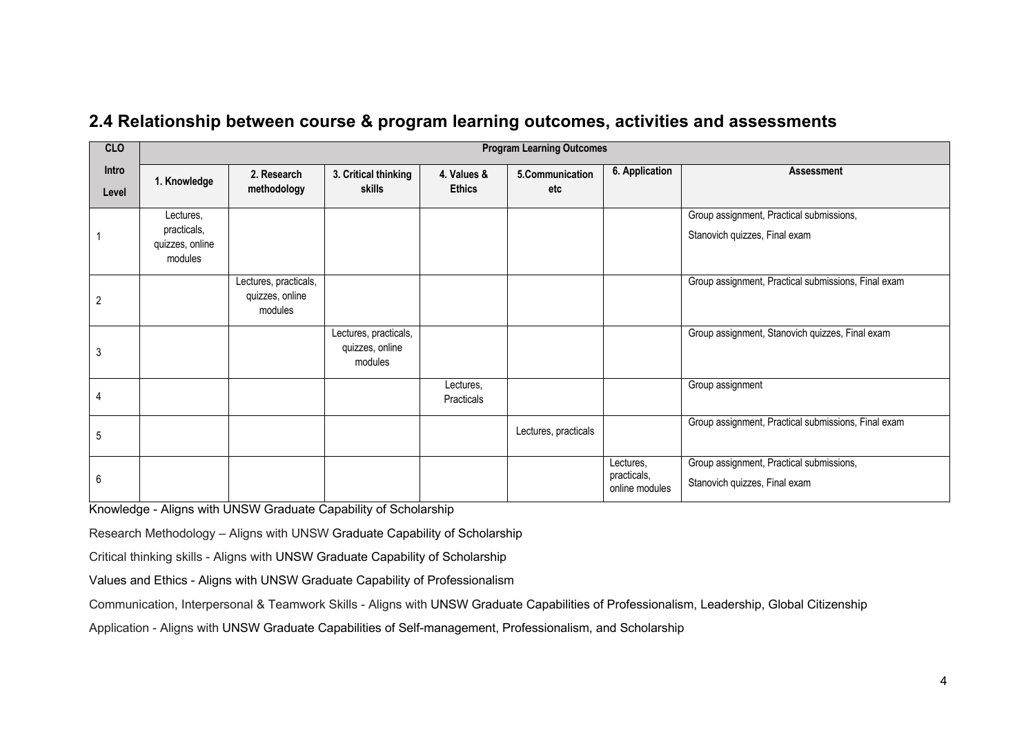## 2.4 Relationship between course & program learning outcomes, activities and assessments

| CLO | Program Learning Outcomes | | | | | | |
|---|---|---|---|---|---|---|---|
| Intro Level | 1. Knowledge | 2. Research methodology | 3. Critical thinking skills | 4. Values & Ethics | 5.Communication etc | 6. Application | Assessment |
| 1 | Lectures, practicals, quizzes, online modules | | | | | | Group assignment, Practical submissions, Stanovich quizzes, Final exam |
| 2 | | Lectures, practicals, quizzes, online modules | | | | | Group assignment, Practical submissions, Final exam |
| 3 | | | Lectures, practicals, quizzes, online modules | | | | Group assignment, Stanovich quizzes, Final exam |
| 4 | | | | Lectures, Practicals | | | Group assignment |
| 5 | | | | | Lectures, practicals | | Group assignment, Practical submissions, Final exam |
| 6 | | | | | | Lectures, practicals, online modules | Group assignment, Practical submissions, Stanovich quizzes, Final exam |

Knowledge - Aligns with UNSW Graduate Capability of Scholarship

Research Methodology – Aligns with UNSW Graduate Capability of Scholarship

Critical thinking skills - Aligns with UNSW Graduate Capability of Scholarship

Values and Ethics - Aligns with UNSW Graduate Capability of Professionalism

Communication, Interpersonal & Teamwork Skills - Aligns with UNSW Graduate Capabilities of Professionalism, Leadership, Global Citizenship

Application - Aligns with UNSW Graduate Capabilities of Self-management, Professionalism, and Scholarship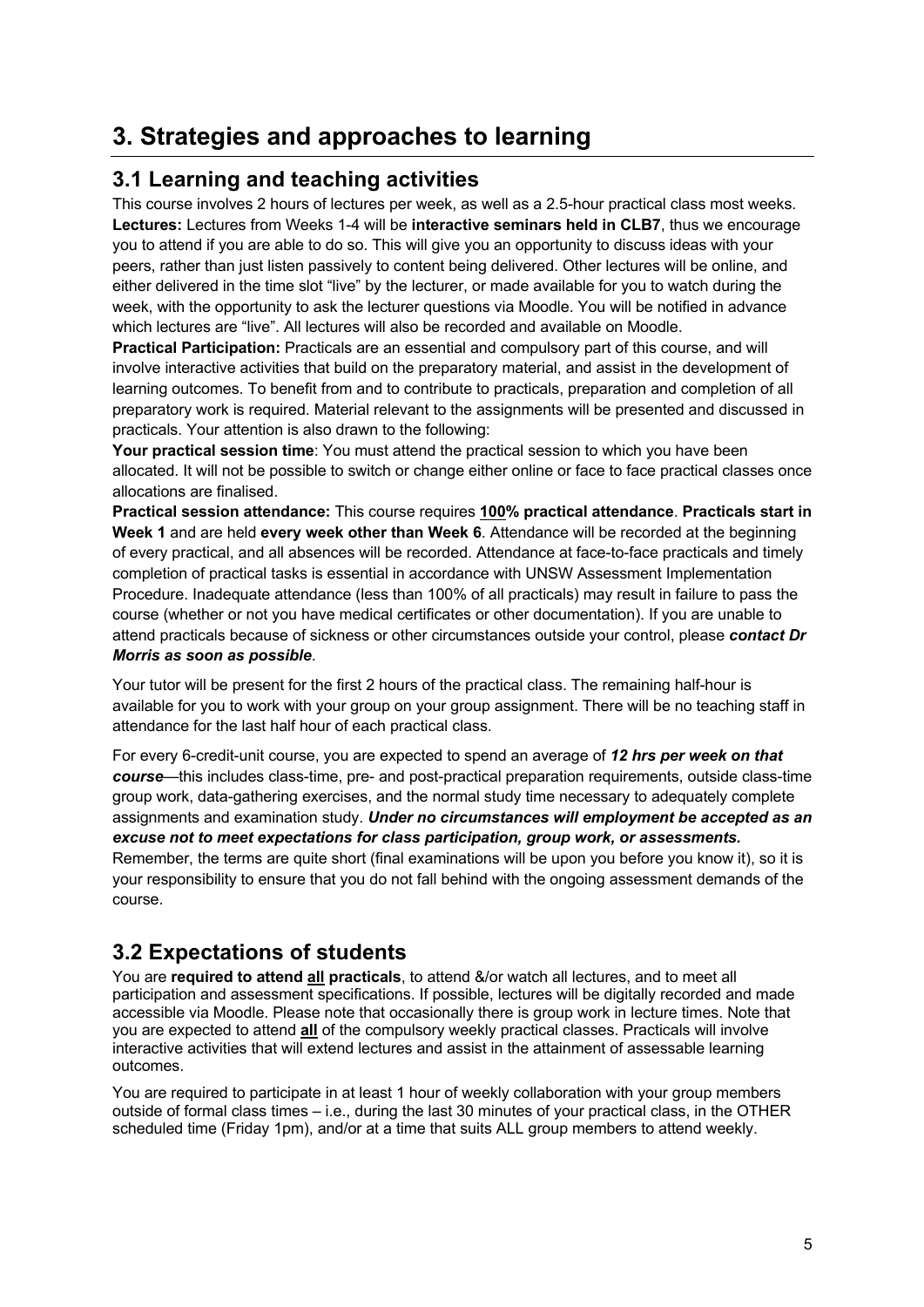# 3. Strategies and approaches to learning

## 3.1 Learning and teaching activities

This course involves 2 hours of lectures per week, as well as a 2.5-hour practical class most weeks. **Lectures:** Lectures from Weeks 1-4 will be **interactive seminars held in CLB7**, thus we encourage you to attend if you are able to do so. This will give you an opportunity to discuss ideas with your peers, rather than just listen passively to content being delivered. Other lectures will be online, and either delivered in the time slot "live" by the lecturer, or made available for you to watch during the week, with the opportunity to ask the lecturer questions via Moodle. You will be notified in advance which lectures are "live". All lectures will also be recorded and available on Moodle.

**Practical Participation:** Practicals are an essential and compulsory part of this course, and will involve interactive activities that build on the preparatory material, and assist in the development of learning outcomes. To benefit from and to contribute to practicals, preparation and completion of all preparatory work is required. Material relevant to the assignments will be presented and discussed in practicals. Your attention is also drawn to the following:

**Your practical session time**: You must attend the practical session to which you have been allocated. It will not be possible to switch or change either online or face to face practical classes once allocations are finalised.

**Practical session attendance:** This course requires **<u>100</u>% practical attendance**. **Practicals start in Week 1** and are held **every week other than Week 6**. Attendance will be recorded at the beginning of every practical, and all absences will be recorded. Attendance at face-to-face practicals and timely completion of practical tasks is essential in accordance with UNSW Assessment Implementation Procedure. Inadequate attendance (less than 100% of all practicals) may result in failure to pass the course (whether or not you have medical certificates or other documentation). If you are unable to attend practicals because of sickness or other circumstances outside your control, please ***contact Dr Morris as soon as possible***.

Your tutor will be present for the first 2 hours of the practical class. The remaining half-hour is available for you to work with your group on your group assignment. There will be no teaching staff in attendance for the last half hour of each practical class.

For every 6-credit-unit course, you are expected to spend an average of ***12 hrs per week on that course***—this includes class-time, pre- and post-practical preparation requirements, outside class-time group work, data-gathering exercises, and the normal study time necessary to adequately complete assignments and examination study. ***Under no circumstances will employment be accepted as an excuse not to meet expectations for class participation, group work, or assessments.*** Remember, the terms are quite short (final examinations will be upon you before you know it), so it is your responsibility to ensure that you do not fall behind with the ongoing assessment demands of the course.

## 3.2 Expectations of students

You are **required to attend <u>all</u> practicals**, to attend &/or watch all lectures, and to meet all participation and assessment specifications. If possible, lectures will be digitally recorded and made accessible via Moodle. Please note that occasionally there is group work in lecture times. Note that you are expected to attend **<u>all</u>** of the compulsory weekly practical classes. Practicals will involve interactive activities that will extend lectures and assist in the attainment of assessable learning outcomes.

You are required to participate in at least 1 hour of weekly collaboration with your group members outside of formal class times – i.e., during the last 30 minutes of your practical class, in the OTHER scheduled time (Friday 1pm), and/or at a time that suits ALL group members to attend weekly.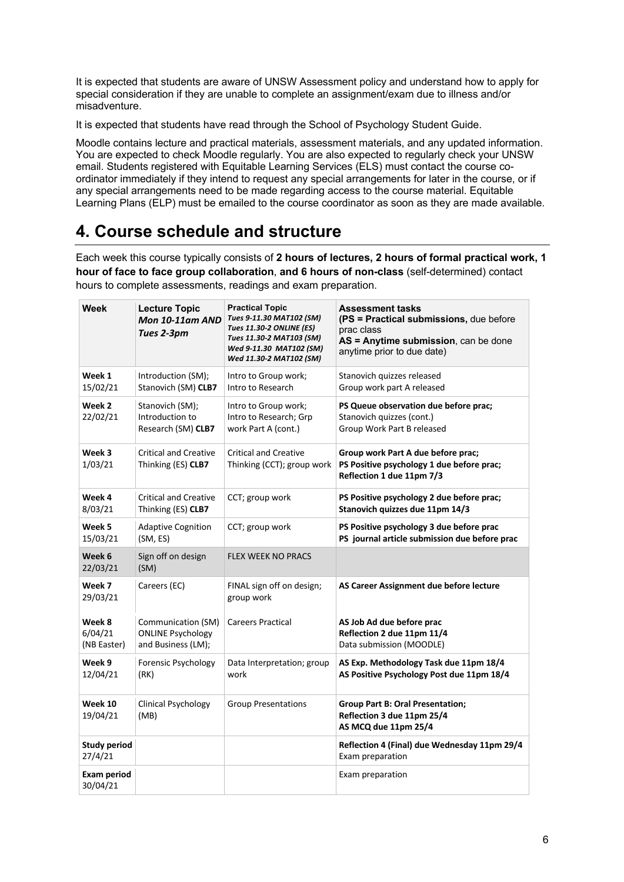It is expected that students are aware of UNSW Assessment policy and understand how to apply for special consideration if they are unable to complete an assignment/exam due to illness and/or misadventure.

It is expected that students have read through the School of Psychology Student Guide.

Moodle contains lecture and practical materials, assessment materials, and any updated information. You are expected to check Moodle regularly. You are also expected to regularly check your UNSW email. Students registered with Equitable Learning Services (ELS) must contact the course co-ordinator immediately if they intend to request any special arrangements for later in the course, or if any special arrangements need to be made regarding access to the course material. Equitable Learning Plans (ELP) must be emailed to the course coordinator as soon as they are made available.

# 4. Course schedule and structure

Each week this course typically consists of **2 hours of lectures, 2 hours of formal practical work, 1 hour of face to face group collaboration**, **and 6 hours of non-class** (self-determined) contact hours to complete assessments, readings and exam preparation.

| **Week** | **Lecture Topic** ***Mon 10-11am AND Tues 2-3pm*** | **Practical Topic** *Tues 9-11.30 MAT102 (SM) Tues 11.30-2 ONLINE (ES) Tues 11.30-2 MAT103 (SM) Wed 9-11.30 MAT102 (SM) Wed 11.30-2 MAT102 (SM)* | **Assessment tasks (PS = Practical submissions,** due before prac class **AS = Anytime submission**, can be done anytime prior to due date) |
|---|---|---|---|
| **Week 1** 15/02/21 | Introduction (SM); Stanovich (SM) **CLB7** | Intro to Group work; Intro to Research | Stanovich quizzes released Group work part A released |
| **Week 2** 22/02/21 | Stanovich (SM); Introduction to Research (SM) **CLB7** | Intro to Group work; Intro to Research; Grp work Part A (cont.) | **PS Queue observation due before prac;** Stanovich quizzes (cont.) Group Work Part B released |
| **Week 3** 1/03/21 | Critical and Creative Thinking (ES) **CLB7** | Critical and Creative Thinking (CCT); group work | **Group work Part A due before prac; PS Positive psychology 1 due before prac; Reflection 1 due 11pm 7/3** |
| **Week 4** 8/03/21 | Critical and Creative Thinking (ES) **CLB7** | CCT; group work | **PS Positive psychology 2 due before prac; Stanovich quizzes due 11pm 14/3** |
| **Week 5** 15/03/21 | Adaptive Cognition (SM, ES) | CCT; group work | **PS Positive psychology 3 due before prac PS journal article submission due before prac** |
| **Week 6** 22/03/21 | Sign off on design (SM) | FLEX WEEK NO PRACS | |
| **Week 7** 29/03/21 | Careers (EC) | FINAL sign off on design; group work | **AS Career Assignment due before lecture** |
| **Week 8** 6/04/21 (NB Easter) | Communication (SM) ONLINE Psychology and Business (LM); | Careers Practical | **AS Job Ad due before prac Reflection 2 due 11pm 11/4** Data submission (MOODLE) |
| **Week 9** 12/04/21 | Forensic Psychology (RK) | Data Interpretation; group work | **AS Exp. Methodology Task due 11pm 18/4 AS Positive Psychology Post due 11pm 18/4** |
| **Week 10** 19/04/21 | Clinical Psychology (MB) | Group Presentations | **Group Part B: Oral Presentation; Reflection 3 due 11pm 25/4 AS MCQ due 11pm 25/4** |
| **Study period** 27/4/21 | | | **Reflection 4 (Final) due Wednesday 11pm 29/4** Exam preparation |
| **Exam period** 30/04/21 | | | Exam preparation |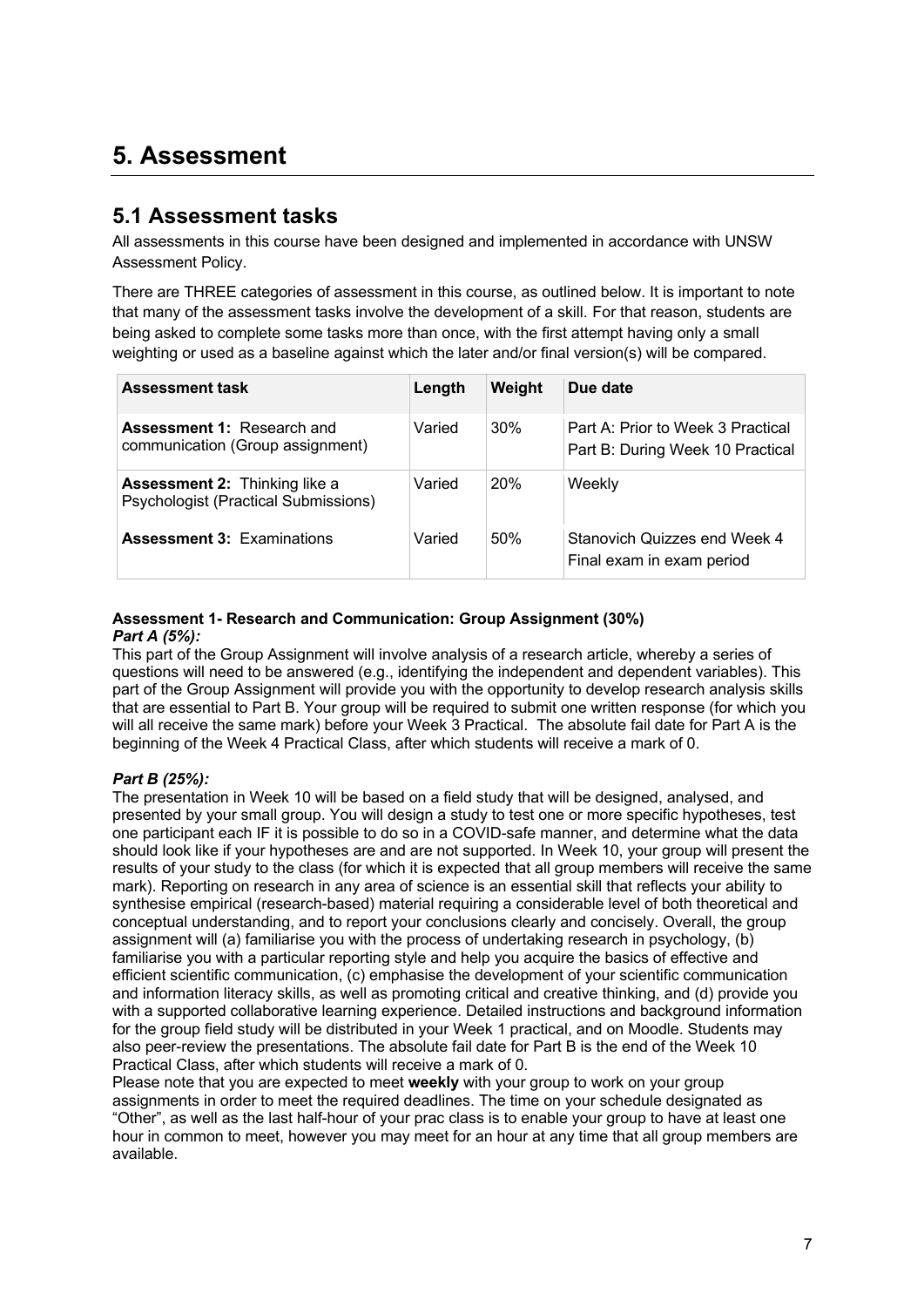# 5. Assessment

## 5.1 Assessment tasks

All assessments in this course have been designed and implemented in accordance with UNSW Assessment Policy.

There are THREE categories of assessment in this course, as outlined below. It is important to note that many of the assessment tasks involve the development of a skill. For that reason, students are being asked to complete some tasks more than once, with the first attempt having only a small weighting or used as a baseline against which the later and/or final version(s) will be compared.

| Assessment task | Length | Weight | Due date |
|---|---|---|---|
| **Assessment 1:** Research and communication (Group assignment) | Varied | 30% | Part A: Prior to Week 3 Practical<br>Part B: During Week 10 Practical |
| **Assessment 2:** Thinking like a Psychologist (Practical Submissions) | Varied | 20% | Weekly |
| **Assessment 3:** Examinations | Varied | 50% | Stanovich Quizzes end Week 4<br>Final exam in exam period |

**Assessment 1- Research and Communication: Group Assignment (30%)**

***Part A (5%):***

This part of the Group Assignment will involve analysis of a research article, whereby a series of questions will need to be answered (e.g., identifying the independent and dependent variables). This part of the Group Assignment will provide you with the opportunity to develop research analysis skills that are essential to Part B. Your group will be required to submit one written response (for which you will all receive the same mark) before your Week 3 Practical. The absolute fail date for Part A is the beginning of the Week 4 Practical Class, after which students will receive a mark of 0.

***Part B (25%):***

The presentation in Week 10 will be based on a field study that will be designed, analysed, and presented by your small group. You will design a study to test one or more specific hypotheses, test one participant each IF it is possible to do so in a COVID-safe manner, and determine what the data should look like if your hypotheses are and are not supported. In Week 10, your group will present the results of your study to the class (for which it is expected that all group members will receive the same mark). Reporting on research in any area of science is an essential skill that reflects your ability to synthesise empirical (research-based) material requiring a considerable level of both theoretical and conceptual understanding, and to report your conclusions clearly and concisely. Overall, the group assignment will (a) familiarise you with the process of undertaking research in psychology, (b) familiarise you with a particular reporting style and help you acquire the basics of effective and efficient scientific communication, (c) emphasise the development of your scientific communication and information literacy skills, as well as promoting critical and creative thinking, and (d) provide you with a supported collaborative learning experience. Detailed instructions and background information for the group field study will be distributed in your Week 1 practical, and on Moodle. Students may also peer-review the presentations. The absolute fail date for Part B is the end of the Week 10 Practical Class, after which students will receive a mark of 0.

Please note that you are expected to meet **weekly** with your group to work on your group assignments in order to meet the required deadlines. The time on your schedule designated as "Other", as well as the last half-hour of your prac class is to enable your group to have at least one hour in common to meet, however you may meet for an hour at any time that all group members are available.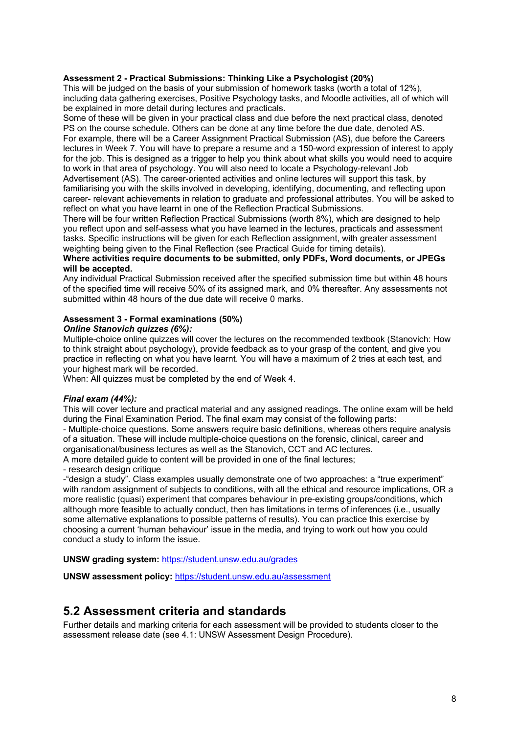**Assessment 2 - Practical Submissions: Thinking Like a Psychologist (20%)**

This will be judged on the basis of your submission of homework tasks (worth a total of 12%), including data gathering exercises, Positive Psychology tasks, and Moodle activities, all of which will be explained in more detail during lectures and practicals.

Some of these will be given in your practical class and due before the next practical class, denoted PS on the course schedule. Others can be done at any time before the due date, denoted AS.

For example, there will be a Career Assignment Practical Submission (AS), due before the Careers lectures in Week 7. You will have to prepare a resume and a 150-word expression of interest to apply for the job. This is designed as a trigger to help you think about what skills you would need to acquire to work in that area of psychology. You will also need to locate a Psychology-relevant Job Advertisement (AS). The career-oriented activities and online lectures will support this task, by familiarising you with the skills involved in developing, identifying, documenting, and reflecting upon career- relevant achievements in relation to graduate and professional attributes. You will be asked to reflect on what you have learnt in one of the Reflection Practical Submissions.

There will be four written Reflection Practical Submissions (worth 8%), which are designed to help you reflect upon and self-assess what you have learned in the lectures, practicals and assessment tasks. Specific instructions will be given for each Reflection assignment, with greater assessment weighting being given to the Final Reflection (see Practical Guide for timing details).

**Where activities require documents to be submitted, only PDFs, Word documents, or JPEGs will be accepted.**

Any individual Practical Submission received after the specified submission time but within 48 hours of the specified time will receive 50% of its assigned mark, and 0% thereafter. Any assessments not submitted within 48 hours of the due date will receive 0 marks.

**Assessment 3 - Formal examinations (50%)**

***Online Stanovich quizzes (6%):***

Multiple-choice online quizzes will cover the lectures on the recommended textbook (Stanovich: How to think straight about psychology), provide feedback as to your grasp of the content, and give you practice in reflecting on what you have learnt. You will have a maximum of 2 tries at each test, and your highest mark will be recorded.

When: All quizzes must be completed by the end of Week 4.

***Final exam (44%):***

This will cover lecture and practical material and any assigned readings. The online exam will be held during the Final Examination Period. The final exam may consist of the following parts:

- Multiple-choice questions. Some answers require basic definitions, whereas others require analysis of a situation. These will include multiple-choice questions on the forensic, clinical, career and organisational/business lectures as well as the Stanovich, CCT and AC lectures.

A more detailed guide to content will be provided in one of the final lectures;

- research design critique
- "design a study". Class examples usually demonstrate one of two approaches: a "true experiment" with random assignment of subjects to conditions, with all the ethical and resource implications, OR a more realistic (quasi) experiment that compares behaviour in pre-existing groups/conditions, which although more feasible to actually conduct, then has limitations in terms of inferences (i.e., usually some alternative explanations to possible patterns of results). You can practice this exercise by choosing a current 'human behaviour' issue in the media, and trying to work out how you could conduct a study to inform the issue.

**UNSW grading system:** https://student.unsw.edu.au/grades

**UNSW assessment policy:** https://student.unsw.edu.au/assessment

## 5.2 Assessment criteria and standards

Further details and marking criteria for each assessment will be provided to students closer to the assessment release date (see 4.1: UNSW Assessment Design Procedure).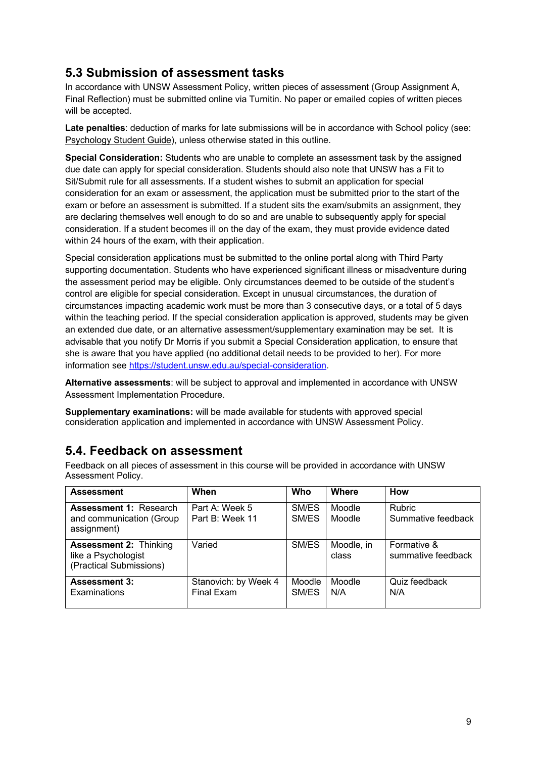## 5.3 Submission of assessment tasks

In accordance with UNSW Assessment Policy, written pieces of assessment (Group Assignment A, Final Reflection) must be submitted online via Turnitin. No paper or emailed copies of written pieces will be accepted.

**Late penalties**: deduction of marks for late submissions will be in accordance with School policy (see: Psychology Student Guide), unless otherwise stated in this outline.

**Special Consideration:** Students who are unable to complete an assessment task by the assigned due date can apply for special consideration. Students should also note that UNSW has a Fit to Sit/Submit rule for all assessments. If a student wishes to submit an application for special consideration for an exam or assessment, the application must be submitted prior to the start of the exam or before an assessment is submitted. If a student sits the exam/submits an assignment, they are declaring themselves well enough to do so and are unable to subsequently apply for special consideration. If a student becomes ill on the day of the exam, they must provide evidence dated within 24 hours of the exam, with their application.

Special consideration applications must be submitted to the online portal along with Third Party supporting documentation. Students who have experienced significant illness or misadventure during the assessment period may be eligible. Only circumstances deemed to be outside of the student's control are eligible for special consideration. Except in unusual circumstances, the duration of circumstances impacting academic work must be more than 3 consecutive days, or a total of 5 days within the teaching period. If the special consideration application is approved, students may be given an extended due date, or an alternative assessment/supplementary examination may be set. It is advisable that you notify Dr Morris if you submit a Special Consideration application, to ensure that she is aware that you have applied (no additional detail needs to be provided to her). For more information see https://student.unsw.edu.au/special-consideration.

**Alternative assessments**: will be subject to approval and implemented in accordance with UNSW Assessment Implementation Procedure.

**Supplementary examinations:** will be made available for students with approved special consideration application and implemented in accordance with UNSW Assessment Policy.

## 5.4. Feedback on assessment

Feedback on all pieces of assessment in this course will be provided in accordance with UNSW Assessment Policy.

| Assessment | When | Who | Where | How |
|---|---|---|---|---|
| **Assessment 1:** Research and communication (Group assignment) | Part A: Week 5<br>Part B: Week 11 | SM/ES<br>SM/ES | Moodle<br>Moodle | Rubric<br>Summative feedback |
| **Assessment 2:** Thinking like a Psychologist (Practical Submissions) | Varied | SM/ES | Moodle, in class | Formative & summative feedback |
| **Assessment 3:** Examinations | Stanovich: by Week 4<br>Final Exam | Moodle<br>SM/ES | Moodle<br>N/A | Quiz feedback<br>N/A |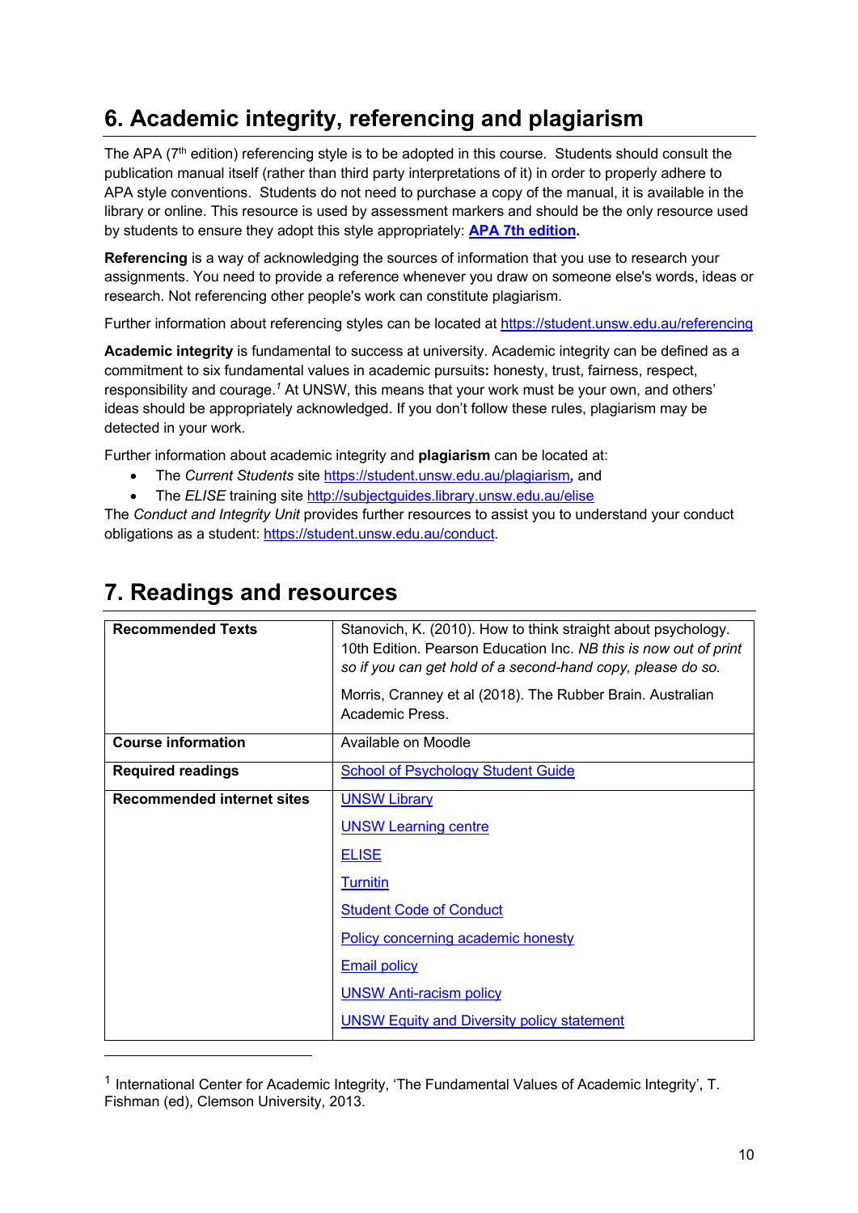## 6. Academic integrity, referencing and plagiarism

The APA (7th edition) referencing style is to be adopted in this course. Students should consult the publication manual itself (rather than third party interpretations of it) in order to properly adhere to APA style conventions. Students do not need to purchase a copy of the manual, it is available in the library or online. This resource is used by assessment markers and should be the only resource used by students to ensure they adopt this style appropriately: **[APA 7th edition](APA 7th edition).**

**Referencing** is a way of acknowledging the sources of information that you use to research your assignments. You need to provide a reference whenever you draw on someone else's words, ideas or research. Not referencing other people's work can constitute plagiarism.

Further information about referencing styles can be located at https://student.unsw.edu.au/referencing

**Academic integrity** is fundamental to success at university. Academic integrity can be defined as a commitment to six fundamental values in academic pursuits**:** honesty, trust, fairness, respect, responsibility and courage.[1] At UNSW, this means that your work must be your own, and others' ideas should be appropriately acknowledged. If you don't follow these rules, plagiarism may be detected in your work.

Further information about academic integrity and **plagiarism** can be located at:

- The *Current Students* site https://student.unsw.edu.au/plagiarism*,* and
- The *ELISE* training site http://subjectguides.library.unsw.edu.au/elise

The *Conduct and Integrity Unit* provides further resources to assist you to understand your conduct obligations as a student: https://student.unsw.edu.au/conduct.

## 7. Readings and resources

| | |
|---|---|
| **Recommended Texts** | Stanovich, K. (2010). How to think straight about psychology. 10th Edition. Pearson Education Inc. *NB this is now out of print so if you can get hold of a second-hand copy, please do so.*<br><br>Morris, Cranney et al (2018). The Rubber Brain. Australian Academic Press. |
| **Course information** | Available on Moodle |
| **Required readings** | School of Psychology Student Guide |
| **Recommended internet sites** | UNSW Library<br><br>UNSW Learning centre<br><br>ELISE<br><br>Turnitin<br><br>Student Code of Conduct<br><br>Policy concerning academic honesty<br><br>Email policy<br><br>UNSW Anti-racism policy<br><br>UNSW Equity and Diversity policy statement |

---

[1] International Center for Academic Integrity, 'The Fundamental Values of Academic Integrity', T. Fishman (ed), Clemson University, 2013.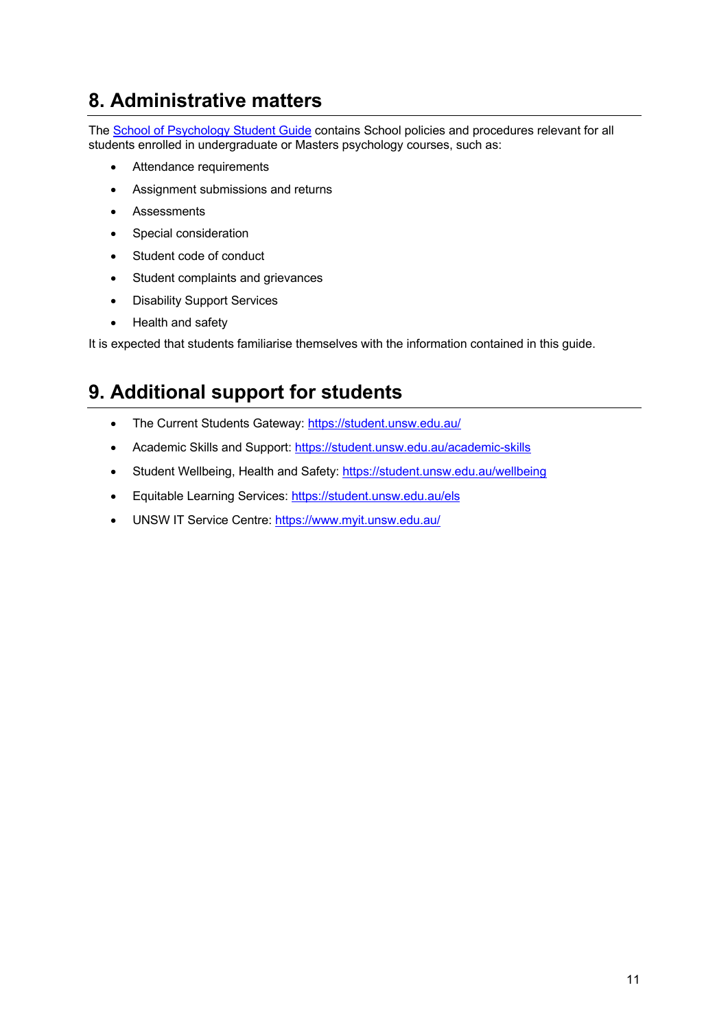## 8. Administrative matters

The [School of Psychology Student Guide] contains School policies and procedures relevant for all students enrolled in undergraduate or Masters psychology courses, such as:

- Attendance requirements
- Assignment submissions and returns
- Assessments
- Special consideration
- Student code of conduct
- Student complaints and grievances
- Disability Support Services
- Health and safety

It is expected that students familiarise themselves with the information contained in this guide.

## 9. Additional support for students

- The Current Students Gateway: https://student.unsw.edu.au/
- Academic Skills and Support: https://student.unsw.edu.au/academic-skills
- Student Wellbeing, Health and Safety: https://student.unsw.edu.au/wellbeing
- Equitable Learning Services: https://student.unsw.edu.au/els
- UNSW IT Service Centre: https://www.myit.unsw.edu.au/